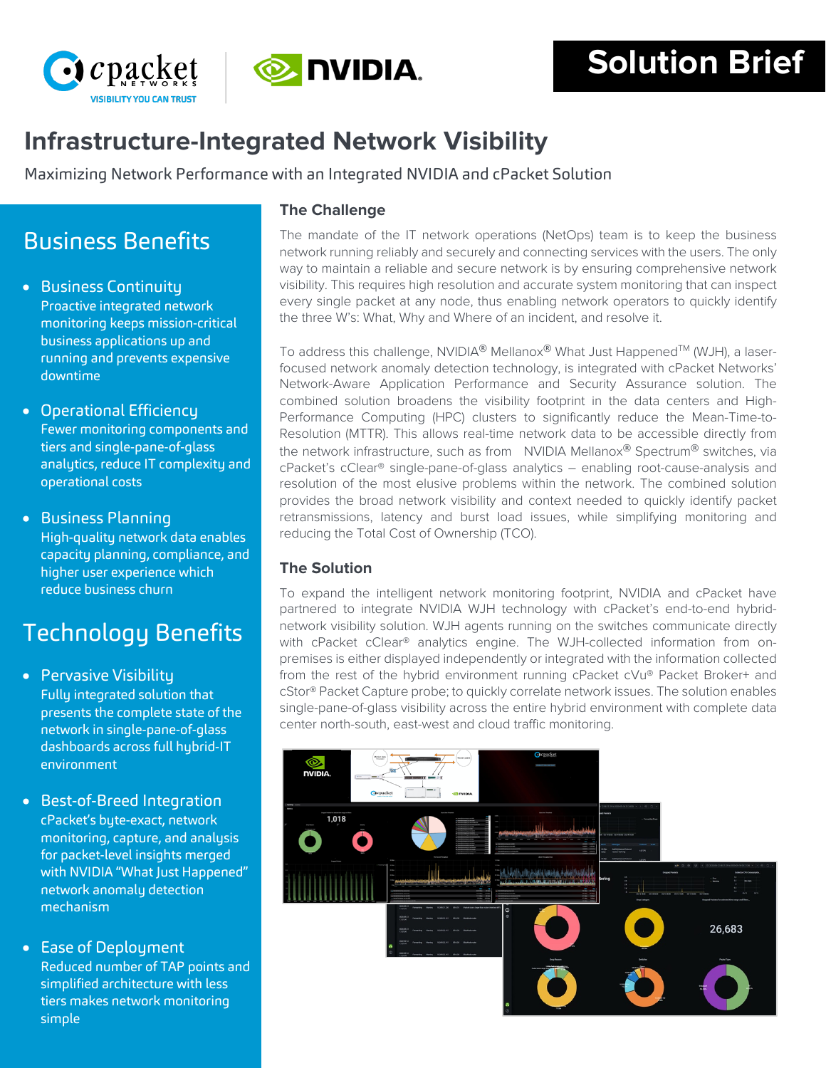Solution Brief

# Infrastructure-Integrated Network Visibility

Maximizing Network Performance with an Integrated NVIDIA and cPacket Solution

## Business Benefits

- **Business Continuity**
  Proactive integrated network monitoring keeps mission-critical business applications up and running and prevents expensive downtime
- **Operational Efficiency**
  Fewer monitoring components and tiers and single-pane-of-glass analytics, reduce IT complexity and operational costs
- **Business Planning**
  High-quality network data enables capacity planning, compliance, and higher user experience which reduce business churn

## Technology Benefits

- **Pervasive Visibility**
  Fully integrated solution that presents the complete state of the network in single-pane-of-glass dashboards across full hybrid-IT environment
- **Best-of-Breed Integration**
  cPacket's byte-exact, network monitoring, capture, and analysis for packet-level insights merged with NVIDIA "What Just Happened" network anomaly detection mechanism
- **Ease of Deployment**
  Reduced number of TAP points and simplified architecture with less tiers makes network monitoring simple

### The Challenge

The mandate of the IT network operations (NetOps) team is to keep the business network running reliably and securely and connecting services with the users. The only way to maintain a reliable and secure network is by ensuring comprehensive network visibility. This requires high resolution and accurate system monitoring that can inspect every single packet at any node, thus enabling network operators to quickly identify the three W's: What, Why and Where of an incident, and resolve it.

To address this challenge, NVIDIA® Mellanox® What Just Happened™ (WJH), a laser-focused network anomaly detection technology, is integrated with cPacket Networks' Network-Aware Application Performance and Security Assurance solution. The combined solution broadens the visibility footprint in the data centers and High-Performance Computing (HPC) clusters to significantly reduce the Mean-Time-to-Resolution (MTTR). This allows real-time network data to be accessible directly from the network infrastructure, such as from NVIDIA Mellanox® Spectrum® switches, via cPacket's cClear® single-pane-of-glass analytics – enabling root-cause-analysis and resolution of the most elusive problems within the network. The combined solution provides the broad network visibility and context needed to quickly identify packet retransmissions, latency and burst load issues, while simplifying monitoring and reducing the Total Cost of Ownership (TCO).

### The Solution

To expand the intelligent network monitoring footprint, NVIDIA and cPacket have partnered to integrate NVIDIA WJH technology with cPacket's end-to-end hybrid-network visibility solution. WJH agents running on the switches communicate directly with cPacket cClear® analytics engine. The WJH-collected information from on-premises is either displayed independently or integrated with the information collected from the rest of the hybrid environment running cPacket cVu® Packet Broker+ and cStor® Packet Capture probe; to quickly correlate network issues. The solution enables single-pane-of-glass visibility across the entire hybrid environment with complete data center north-south, east-west and cloud traffic monitoring.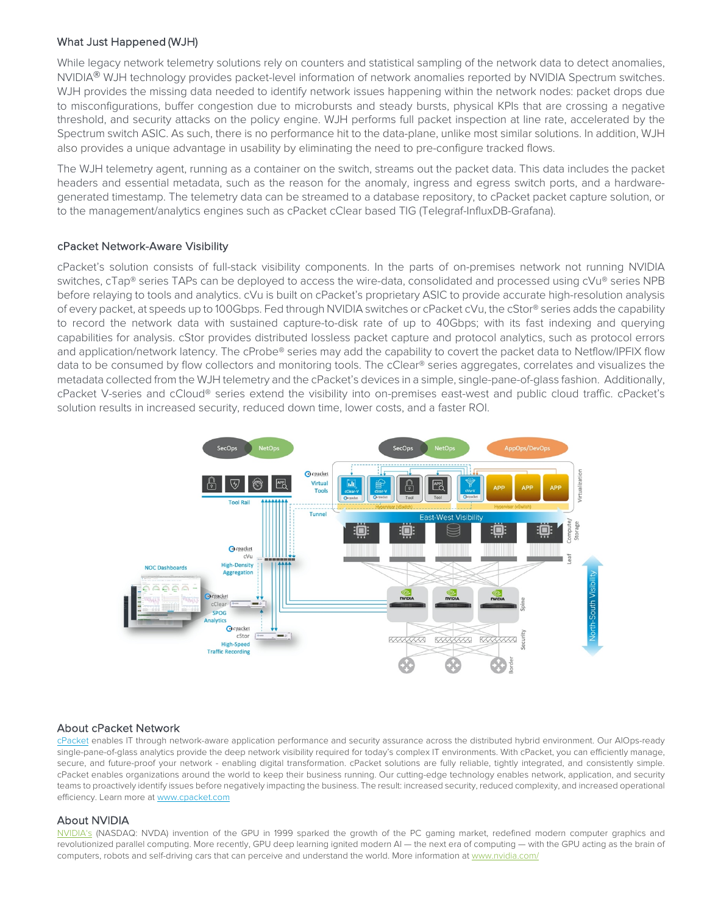## What Just Happened (WJH)

While legacy network telemetry solutions rely on counters and statistical sampling of the network data to detect anomalies, NVIDIA® WJH technology provides packet-level information of network anomalies reported by NVIDIA Spectrum switches. WJH provides the missing data needed to identify network issues happening within the network nodes: packet drops due to misconfigurations, buffer congestion due to microbursts and steady bursts, physical KPIs that are crossing a negative threshold, and security attacks on the policy engine. WJH performs full packet inspection at line rate, accelerated by the Spectrum switch ASIC. As such, there is no performance hit to the data-plane, unlike most similar solutions. In addition, WJH also provides a unique advantage in usability by eliminating the need to pre-configure tracked flows.

The WJH telemetry agent, running as a container on the switch, streams out the packet data. This data includes the packet headers and essential metadata, such as the reason for the anomaly, ingress and egress switch ports, and a hardware-generated timestamp. The telemetry data can be streamed to a database repository, to cPacket packet capture solution, or to the management/analytics engines such as cPacket cClear based TIG (Telegraf-InfluxDB-Grafana).

## cPacket Network-Aware Visibility

cPacket's solution consists of full-stack visibility components. In the parts of on-premises network not running NVIDIA switches, cTap® series TAPs can be deployed to access the wire-data, consolidated and processed using cVu® series NPB before relaying to tools and analytics. cVu is built on cPacket's proprietary ASIC to provide accurate high-resolution analysis of every packet, at speeds up to 100Gbps. Fed through NVIDIA switches or cPacket cVu, the cStor® series adds the capability to record the network data with sustained capture-to-disk rate of up to 40Gbps; with its fast indexing and querying capabilities for analysis. cStor provides distributed lossless packet capture and protocol analytics, such as protocol errors and application/network latency. The cProbe® series may add the capability to covert the packet data to Netflow/IPFIX flow data to be consumed by flow collectors and monitoring tools. The cClear® series aggregates, correlates and visualizes the metadata collected from the WJH telemetry and the cPacket's devices in a simple, single-pane-of-glass fashion. Additionally, cPacket V-series and cCloud® series extend the visibility into on-premises east-west and public cloud traffic. cPacket's solution results in increased security, reduced down time, lower costs, and a faster ROI.

SecOps
NetOps
Tool Rail
cpacket
Virtual Tools
Tunnel
cpacket cVu
High-Density Aggregation
NOC Dashboards
cpacket cClear
SPOG Analytics
cpacket cStor
High-Speed Traffic Recording
SecOps
NetOps
AppOps/DevOps
cClear-V
cStor-V
Tool
Tool
cVu-V
APP
APP
APP
Hypervisor (vSwitch)
Hypervisor (vSwitch)
Virtualization
East-West Visibility
Compute/Storage
Leaf
NVIDIA
NVIDIA
NVIDIA
Spine
Security
Border
North-South Visibility

## About cPacket Network

cPacket enables IT through network-aware application performance and security assurance across the distributed hybrid environment. Our AIOps-ready single-pane-of-glass analytics provide the deep network visibility required for today's complex IT environments. With cPacket, you can efficiently manage, secure, and future-proof your network - enabling digital transformation. cPacket solutions are fully reliable, tightly integrated, and consistently simple. cPacket enables organizations around the world to keep their business running. Our cutting-edge technology enables network, application, and security teams to proactively identify issues before negatively impacting the business. The result: increased security, reduced complexity, and increased operational efficiency. Learn more at www.cpacket.com

## About NVIDIA

NVIDIA's (NASDAQ: NVDA) invention of the GPU in 1999 sparked the growth of the PC gaming market, redefined modern computer graphics and revolutionized parallel computing. More recently, GPU deep learning ignited modern AI — the next era of computing — with the GPU acting as the brain of computers, robots and self-driving cars that can perceive and understand the world. More information at www.nvidia.com/